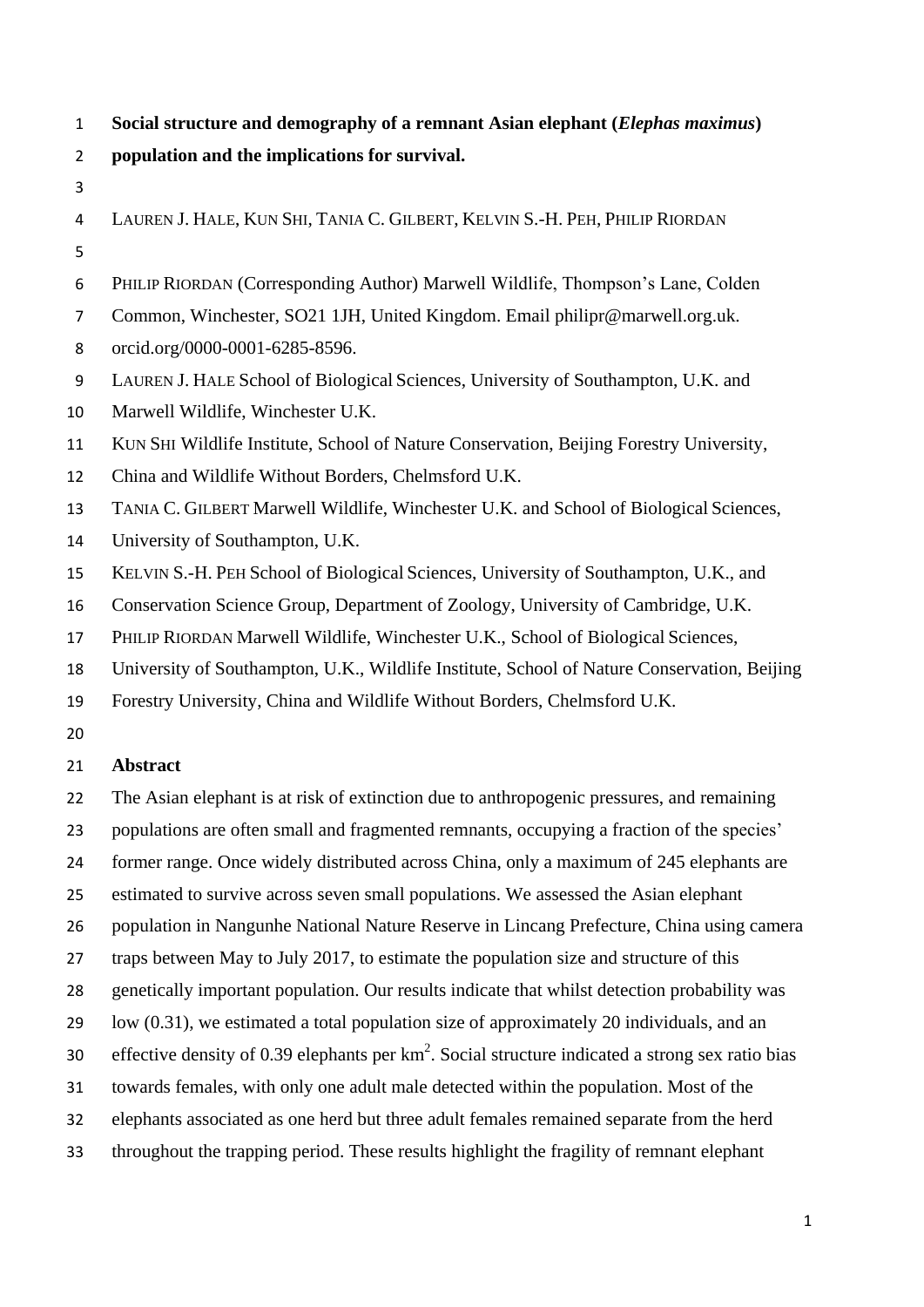# **Social structure and demography of a remnant Asian elephant (*Elephas maximus*) population and the implications for survival.**

LAUREN J. HALE, KUN SHI, TANIA C. GILBERT, KELVIN S.-H. PEH, PHILIP RIORDAN

PHILIP RIORDAN (Corresponding Author) Marwell Wildlife, Thompson's Lane, Colden Common, Winchester, SO21 1JH, United Kingdom. Email philipr@marwell.org.uk. orcid.org/0000-0001-6285-8596.

LAUREN J. HALE School of Biological Sciences, University of Southampton, U.K. and Marwell Wildlife, Winchester U.K.

KUN SHI Wildlife Institute, School of Nature Conservation, Beijing Forestry University, China and Wildlife Without Borders, Chelmsford U.K.

TANIA C. GILBERT Marwell Wildlife, Winchester U.K. and School of Biological Sciences, University of Southampton, U.K.

KELVIN S.-H. PEH School of Biological Sciences, University of Southampton, U.K., and Conservation Science Group, Department of Zoology, University of Cambridge, U.K.

PHILIP RIORDAN Marwell Wildlife, Winchester U.K., School of Biological Sciences, University of Southampton, U.K., Wildlife Institute, School of Nature Conservation, Beijing Forestry University, China and Wildlife Without Borders, Chelmsford U.K.

## **Abstract**

The Asian elephant is at risk of extinction due to anthropogenic pressures, and remaining populations are often small and fragmented remnants, occupying a fraction of the species' former range. Once widely distributed across China, only a maximum of 245 elephants are estimated to survive across seven small populations. We assessed the Asian elephant population in Nangunhe National Nature Reserve in Lincang Prefecture, China using camera traps between May to July 2017, to estimate the population size and structure of this genetically important population. Our results indicate that whilst detection probability was low (0.31), we estimated a total population size of approximately 20 individuals, and an effective density of 0.39 elephants per $km^2$. Social structure indicated a strong sex ratio bias towards females, with only one adult male detected within the population. Most of the elephants associated as one herd but three adult females remained separate from the herd throughout the trapping period. These results highlight the fragility of remnant elephant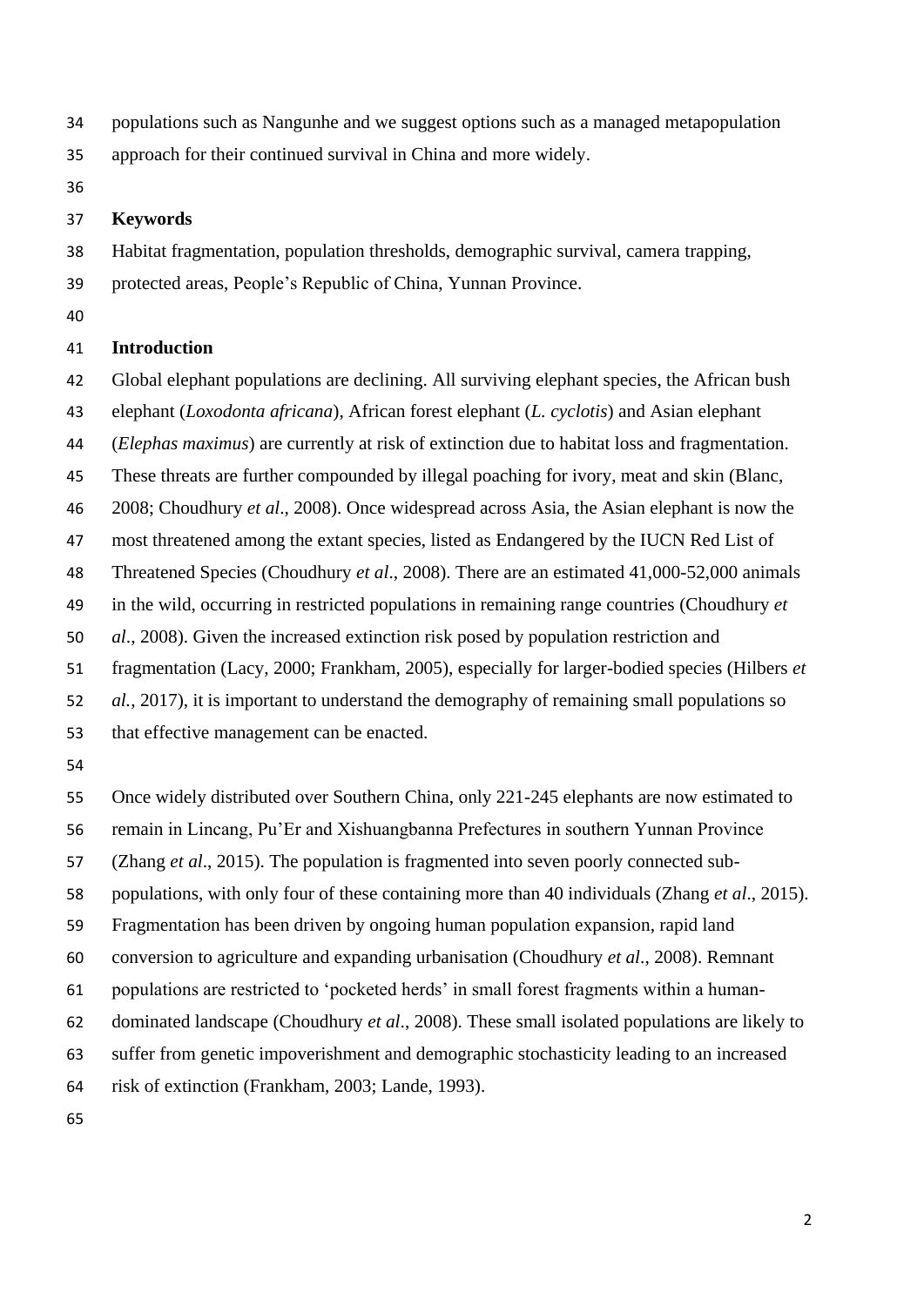populations such as Nangunhe and we suggest options such as a managed metapopulation approach for their continued survival in China and more widely.

**Keywords**

Habitat fragmentation, population thresholds, demographic survival, camera trapping, protected areas, People's Republic of China, Yunnan Province.

## Introduction

Global elephant populations are declining. All surviving elephant species, the African bush elephant (*Loxodonta africana*), African forest elephant (*L. cyclotis*) and Asian elephant (*Elephas maximus*) are currently at risk of extinction due to habitat loss and fragmentation. These threats are further compounded by illegal poaching for ivory, meat and skin (Blanc, 2008; Choudhury *et al*., 2008). Once widespread across Asia, the Asian elephant is now the most threatened among the extant species, listed as Endangered by the IUCN Red List of Threatened Species (Choudhury *et al*., 2008). There are an estimated 41,000-52,000 animals in the wild, occurring in restricted populations in remaining range countries (Choudhury *et al*., 2008). Given the increased extinction risk posed by population restriction and fragmentation (Lacy, 2000; Frankham, 2005), especially for larger-bodied species (Hilbers *et al.*, 2017), it is important to understand the demography of remaining small populations so that effective management can be enacted.

Once widely distributed over Southern China, only 221-245 elephants are now estimated to remain in Lincang, Pu'Er and Xishuangbanna Prefectures in southern Yunnan Province (Zhang *et al*., 2015). The population is fragmented into seven poorly connected sub-populations, with only four of these containing more than 40 individuals (Zhang *et al*., 2015). Fragmentation has been driven by ongoing human population expansion, rapid land conversion to agriculture and expanding urbanisation (Choudhury *et al*., 2008). Remnant populations are restricted to 'pocketed herds' in small forest fragments within a human-dominated landscape (Choudhury *et al*., 2008). These small isolated populations are likely to suffer from genetic impoverishment and demographic stochasticity leading to an increased risk of extinction (Frankham, 2003; Lande, 1993).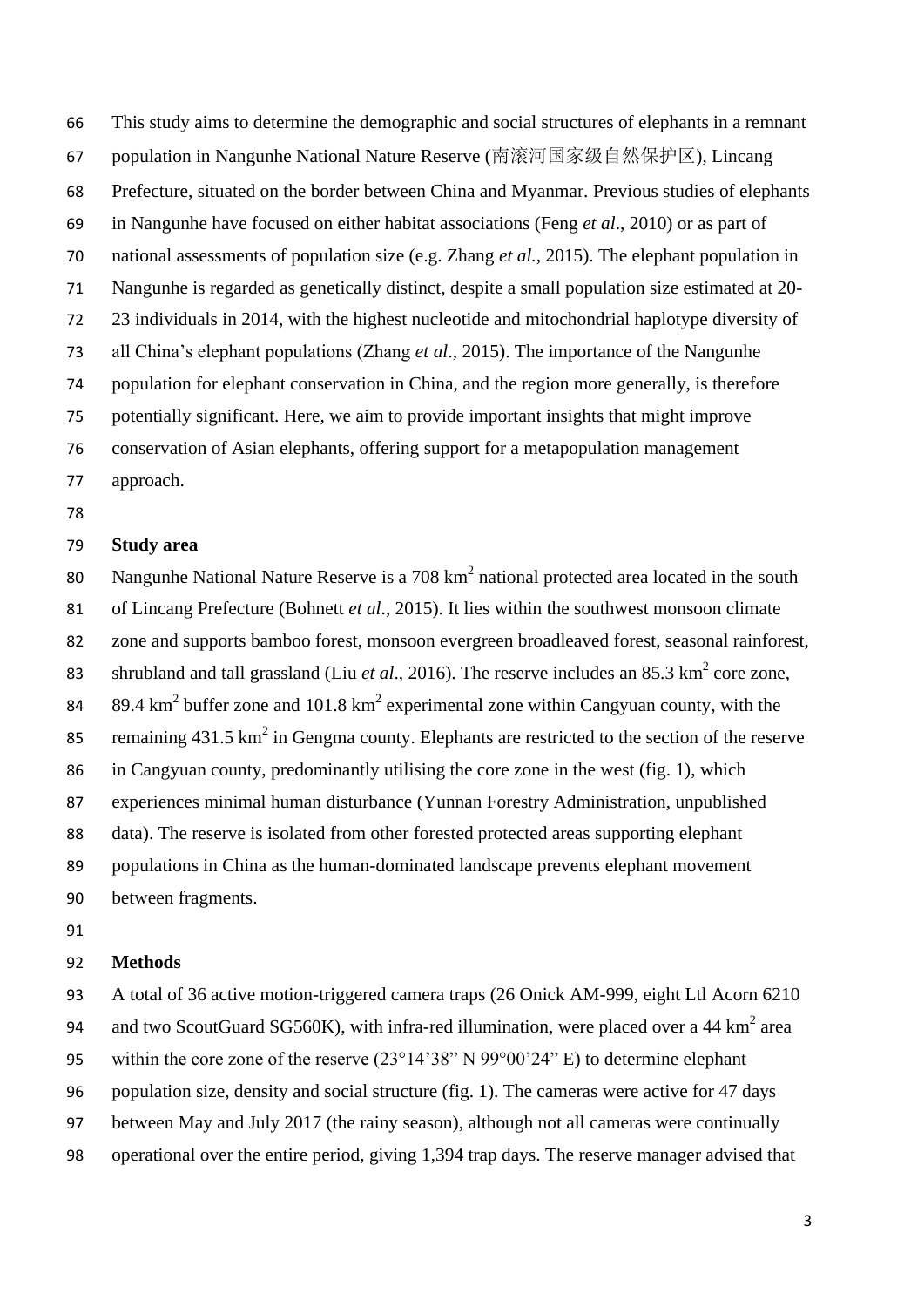This study aims to determine the demographic and social structures of elephants in a remnant population in Nangunhe National Nature Reserve (南滚河国家级自然保护区), Lincang Prefecture, situated on the border between China and Myanmar. Previous studies of elephants in Nangunhe have focused on either habitat associations (Feng *et al*., 2010) or as part of national assessments of population size (e.g. Zhang *et al.*, 2015). The elephant population in Nangunhe is regarded as genetically distinct, despite a small population size estimated at 20-23 individuals in 2014, with the highest nucleotide and mitochondrial haplotype diversity of all China's elephant populations (Zhang *et al*., 2015). The importance of the Nangunhe population for elephant conservation in China, and the region more generally, is therefore potentially significant. Here, we aim to provide important insights that might improve conservation of Asian elephants, offering support for a metapopulation management approach.

## Study area

Nangunhe National Nature Reserve is a 708 $km^2$ national protected area located in the south of Lincang Prefecture (Bohnett *et al*., 2015). It lies within the southwest monsoon climate zone and supports bamboo forest, monsoon evergreen broadleaved forest, seasonal rainforest, shrubland and tall grassland (Liu *et al*., 2016). The reserve includes an 85.3 $km^2$ core zone, 89.4 $km^2$ buffer zone and 101.8 $km^2$ experimental zone within Cangyuan county, with the remaining 431.5 $km^2$ in Gengma county. Elephants are restricted to the section of the reserve in Cangyuan county, predominantly utilising the core zone in the west (fig. 1), which experiences minimal human disturbance (Yunnan Forestry Administration, unpublished data). The reserve is isolated from other forested protected areas supporting elephant populations in China as the human-dominated landscape prevents elephant movement between fragments.

## Methods

A total of 36 active motion-triggered camera traps (26 Onick AM-999, eight Ltl Acorn 6210 and two ScoutGuard SG560K), with infra-red illumination, were placed over a 44 $km^2$ area within the core zone of the reserve (23°14'38" N 99°00'24" E) to determine elephant population size, density and social structure (fig. 1). The cameras were active for 47 days between May and July 2017 (the rainy season), although not all cameras were continually operational over the entire period, giving 1,394 trap days. The reserve manager advised that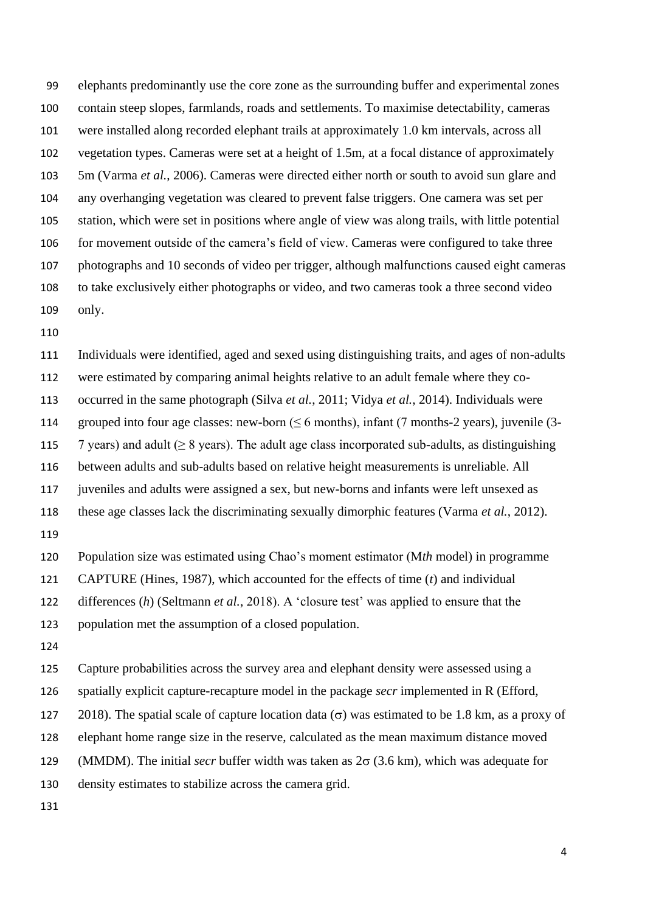elephants predominantly use the core zone as the surrounding buffer and experimental zones contain steep slopes, farmlands, roads and settlements. To maximise detectability, cameras were installed along recorded elephant trails at approximately 1.0 km intervals, across all vegetation types. Cameras were set at a height of 1.5m, at a focal distance of approximately 5m (Varma *et al.*, 2006). Cameras were directed either north or south to avoid sun glare and any overhanging vegetation was cleared to prevent false triggers. One camera was set per station, which were set in positions where angle of view was along trails, with little potential for movement outside of the camera's field of view. Cameras were configured to take three photographs and 10 seconds of video per trigger, although malfunctions caused eight cameras to take exclusively either photographs or video, and two cameras took a three second video only.

Individuals were identified, aged and sexed using distinguishing traits, and ages of non-adults were estimated by comparing animal heights relative to an adult female where they co-occurred in the same photograph (Silva *et al.*, 2011; Vidya *et al.*, 2014). Individuals were grouped into four age classes: new-born ($\leq$ 6 months), infant (7 months-2 years), juvenile (3-7 years) and adult ($\geq$ 8 years). The adult age class incorporated sub-adults, as distinguishing between adults and sub-adults based on relative height measurements is unreliable. All juveniles and adults were assigned a sex, but new-borns and infants were left unsexed as these age classes lack the discriminating sexually dimorphic features (Varma *et al.*, 2012).

Population size was estimated using Chao's moment estimator (M*th* model) in programme CAPTURE (Hines, 1987), which accounted for the effects of time (*t*) and individual differences (*h*) (Seltmann *et al.*, 2018). A 'closure test' was applied to ensure that the population met the assumption of a closed population.

Capture probabilities across the survey area and elephant density were assessed using a spatially explicit capture-recapture model in the package *secr* implemented in R (Efford, 2018). The spatial scale of capture location data ($\sigma$) was estimated to be 1.8 km, as a proxy of elephant home range size in the reserve, calculated as the mean maximum distance moved (MMDM). The initial *secr* buffer width was taken as $2\sigma$ (3.6 km), which was adequate for density estimates to stabilize across the camera grid.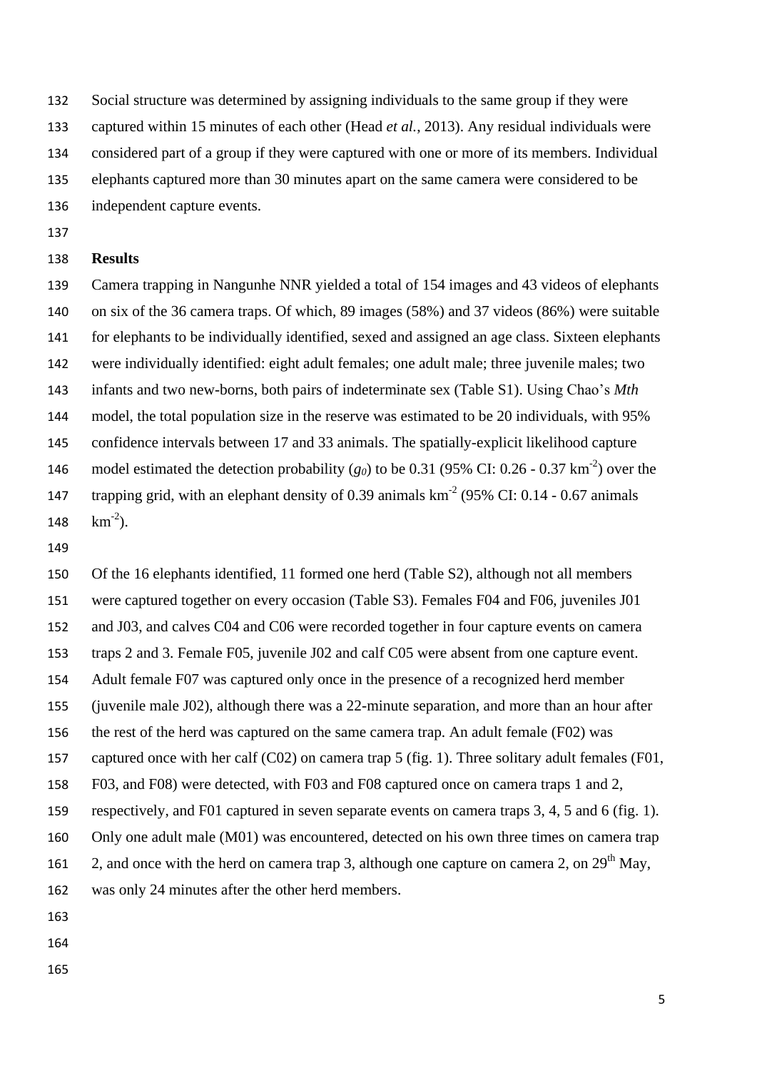Social structure was determined by assigning individuals to the same group if they were captured within 15 minutes of each other (Head *et al.*, 2013). Any residual individuals were considered part of a group if they were captured with one or more of its members. Individual elephants captured more than 30 minutes apart on the same camera were considered to be independent capture events.

## Results

Camera trapping in Nangunhe NNR yielded a total of 154 images and 43 videos of elephants on six of the 36 camera traps. Of which, 89 images (58%) and 37 videos (86%) were suitable for elephants to be individually identified, sexed and assigned an age class. Sixteen elephants were individually identified: eight adult females; one adult male; three juvenile males; two infants and two new-borns, both pairs of indeterminate sex (Table S1). Using Chao's *Mth* model, the total population size in the reserve was estimated to be 20 individuals, with 95% confidence intervals between 17 and 33 animals. The spatially-explicit likelihood capture model estimated the detection probability ($g_0$) to be 0.31 (95% CI: 0.26 - 0.37 km$^{-2}$) over the trapping grid, with an elephant density of 0.39 animals km$^{-2}$ (95% CI: 0.14 - 0.67 animals km$^{-2}$).

Of the 16 elephants identified, 11 formed one herd (Table S2), although not all members were captured together on every occasion (Table S3). Females F04 and F06, juveniles J01 and J03, and calves C04 and C06 were recorded together in four capture events on camera traps 2 and 3. Female F05, juvenile J02 and calf C05 were absent from one capture event. Adult female F07 was captured only once in the presence of a recognized herd member (juvenile male J02), although there was a 22-minute separation, and more than an hour after the rest of the herd was captured on the same camera trap. An adult female (F02) was captured once with her calf (C02) on camera trap 5 (fig. 1). Three solitary adult females (F01, F03, and F08) were detected, with F03 and F08 captured once on camera traps 1 and 2, respectively, and F01 captured in seven separate events on camera traps 3, 4, 5 and 6 (fig. 1). Only one adult male (M01) was encountered, detected on his own three times on camera trap 2, and once with the herd on camera trap 3, although one capture on camera 2, on 29$^{th}$ May, was only 24 minutes after the other herd members.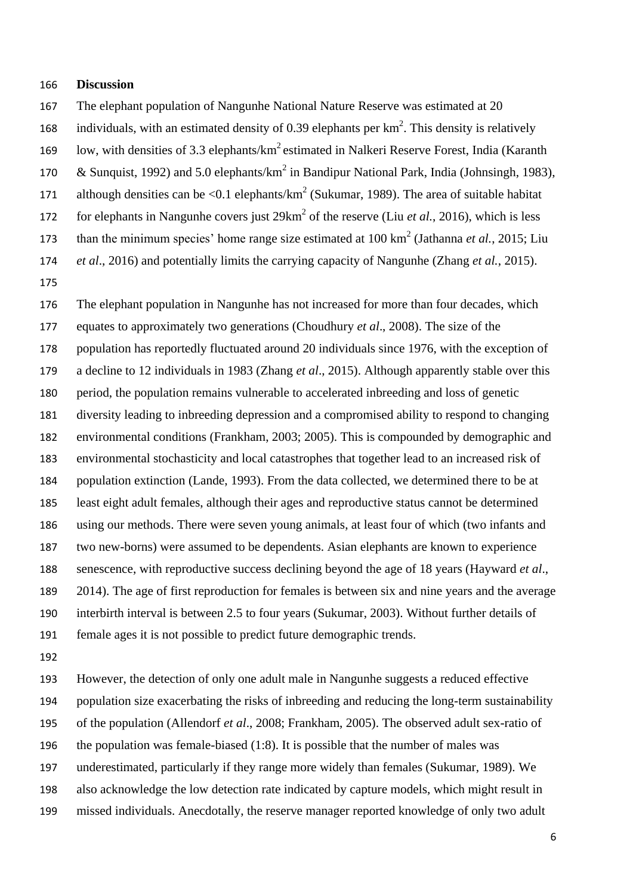## Discussion

The elephant population of Nangunhe National Nature Reserve was estimated at 20 individuals, with an estimated density of 0.39 elephants per $km^2$. This density is relatively low, with densities of 3.3 elephants/$km^2$ estimated in Nalkeri Reserve Forest, India (Karanth & Sunquist, 1992) and 5.0 elephants/$km^2$ in Bandipur National Park, India (Johnsingh, 1983), although densities can be <0.1 elephants/$km^2$ (Sukumar, 1989). The area of suitable habitat for elephants in Nangunhe covers just 29$km^2$ of the reserve (Liu *et al.*, 2016), which is less than the minimum species' home range size estimated at 100 $km^2$ (Jathanna *et al.*, 2015; Liu *et al*., 2016) and potentially limits the carrying capacity of Nangunhe (Zhang *et al.*, 2015).

The elephant population in Nangunhe has not increased for more than four decades, which equates to approximately two generations (Choudhury *et al*., 2008). The size of the population has reportedly fluctuated around 20 individuals since 1976, with the exception of a decline to 12 individuals in 1983 (Zhang *et al*., 2015). Although apparently stable over this period, the population remains vulnerable to accelerated inbreeding and loss of genetic diversity leading to inbreeding depression and a compromised ability to respond to changing environmental conditions (Frankham, 2003; 2005). This is compounded by demographic and environmental stochasticity and local catastrophes that together lead to an increased risk of population extinction (Lande, 1993). From the data collected, we determined there to be at least eight adult females, although their ages and reproductive status cannot be determined using our methods. There were seven young animals, at least four of which (two infants and two new-borns) were assumed to be dependents. Asian elephants are known to experience senescence, with reproductive success declining beyond the age of 18 years (Hayward *et al*., 2014). The age of first reproduction for females is between six and nine years and the average interbirth interval is between 2.5 to four years (Sukumar, 2003). Without further details of female ages it is not possible to predict future demographic trends.

However, the detection of only one adult male in Nangunhe suggests a reduced effective population size exacerbating the risks of inbreeding and reducing the long-term sustainability of the population (Allendorf *et al*., 2008; Frankham, 2005). The observed adult sex-ratio of the population was female-biased (1:8). It is possible that the number of males was underestimated, particularly if they range more widely than females (Sukumar, 1989). We also acknowledge the low detection rate indicated by capture models, which might result in missed individuals. Anecdotally, the reserve manager reported knowledge of only two adult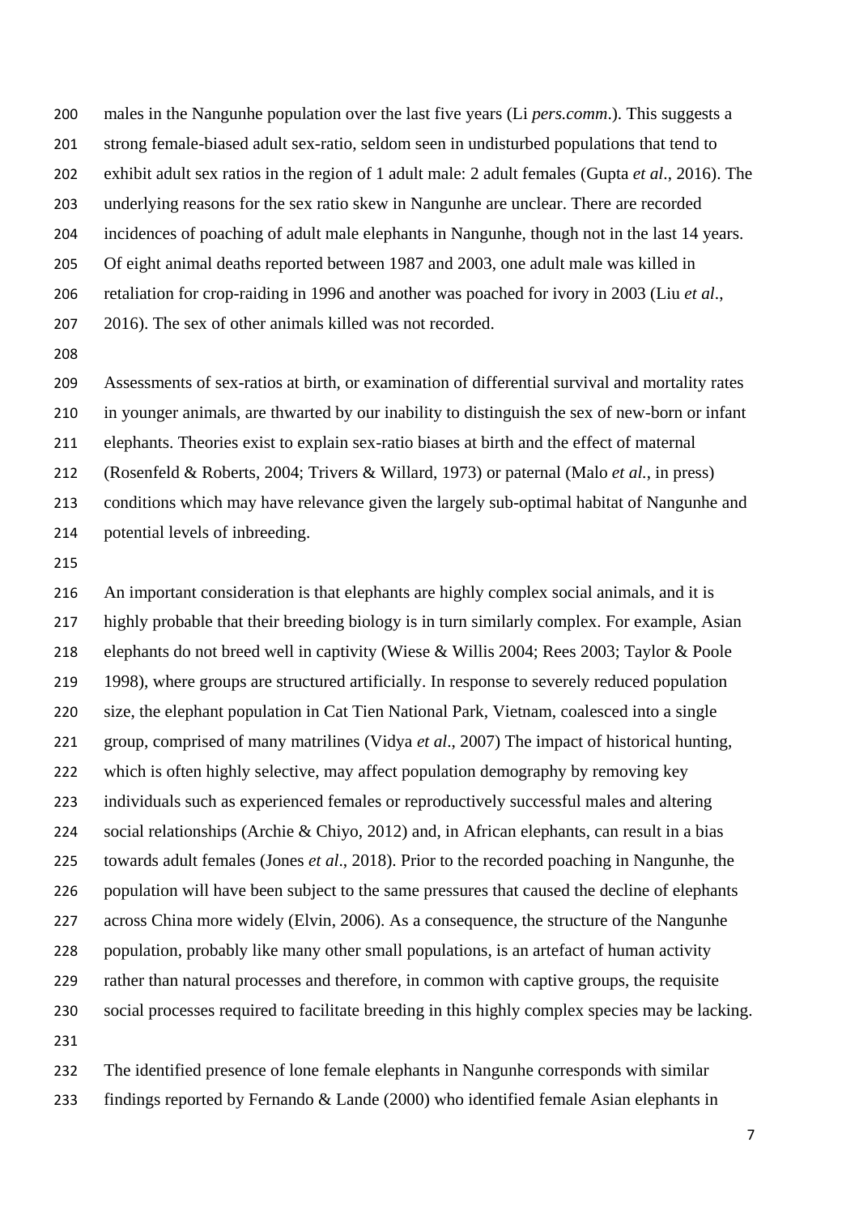males in the Nangunhe population over the last five years (Li *pers.comm*.). This suggests a strong female-biased adult sex-ratio, seldom seen in undisturbed populations that tend to exhibit adult sex ratios in the region of 1 adult male: 2 adult females (Gupta *et al*., 2016). The underlying reasons for the sex ratio skew in Nangunhe are unclear. There are recorded incidences of poaching of adult male elephants in Nangunhe, though not in the last 14 years. Of eight animal deaths reported between 1987 and 2003, one adult male was killed in retaliation for crop-raiding in 1996 and another was poached for ivory in 2003 (Liu *et al*., 2016). The sex of other animals killed was not recorded.

Assessments of sex-ratios at birth, or examination of differential survival and mortality rates in younger animals, are thwarted by our inability to distinguish the sex of new-born or infant elephants. Theories exist to explain sex-ratio biases at birth and the effect of maternal (Rosenfeld & Roberts, 2004; Trivers & Willard, 1973) or paternal (Malo *et al.*, in press) conditions which may have relevance given the largely sub-optimal habitat of Nangunhe and potential levels of inbreeding.

An important consideration is that elephants are highly complex social animals, and it is highly probable that their breeding biology is in turn similarly complex. For example, Asian elephants do not breed well in captivity (Wiese & Willis 2004; Rees 2003; Taylor & Poole 1998), where groups are structured artificially. In response to severely reduced population size, the elephant population in Cat Tien National Park, Vietnam, coalesced into a single group, comprised of many matrilines (Vidya *et al*., 2007) The impact of historical hunting, which is often highly selective, may affect population demography by removing key individuals such as experienced females or reproductively successful males and altering social relationships (Archie & Chiyo, 2012) and, in African elephants, can result in a bias towards adult females (Jones *et al*., 2018). Prior to the recorded poaching in Nangunhe, the population will have been subject to the same pressures that caused the decline of elephants across China more widely (Elvin, 2006). As a consequence, the structure of the Nangunhe population, probably like many other small populations, is an artefact of human activity rather than natural processes and therefore, in common with captive groups, the requisite social processes required to facilitate breeding in this highly complex species may be lacking.

The identified presence of lone female elephants in Nangunhe corresponds with similar findings reported by Fernando & Lande (2000) who identified female Asian elephants in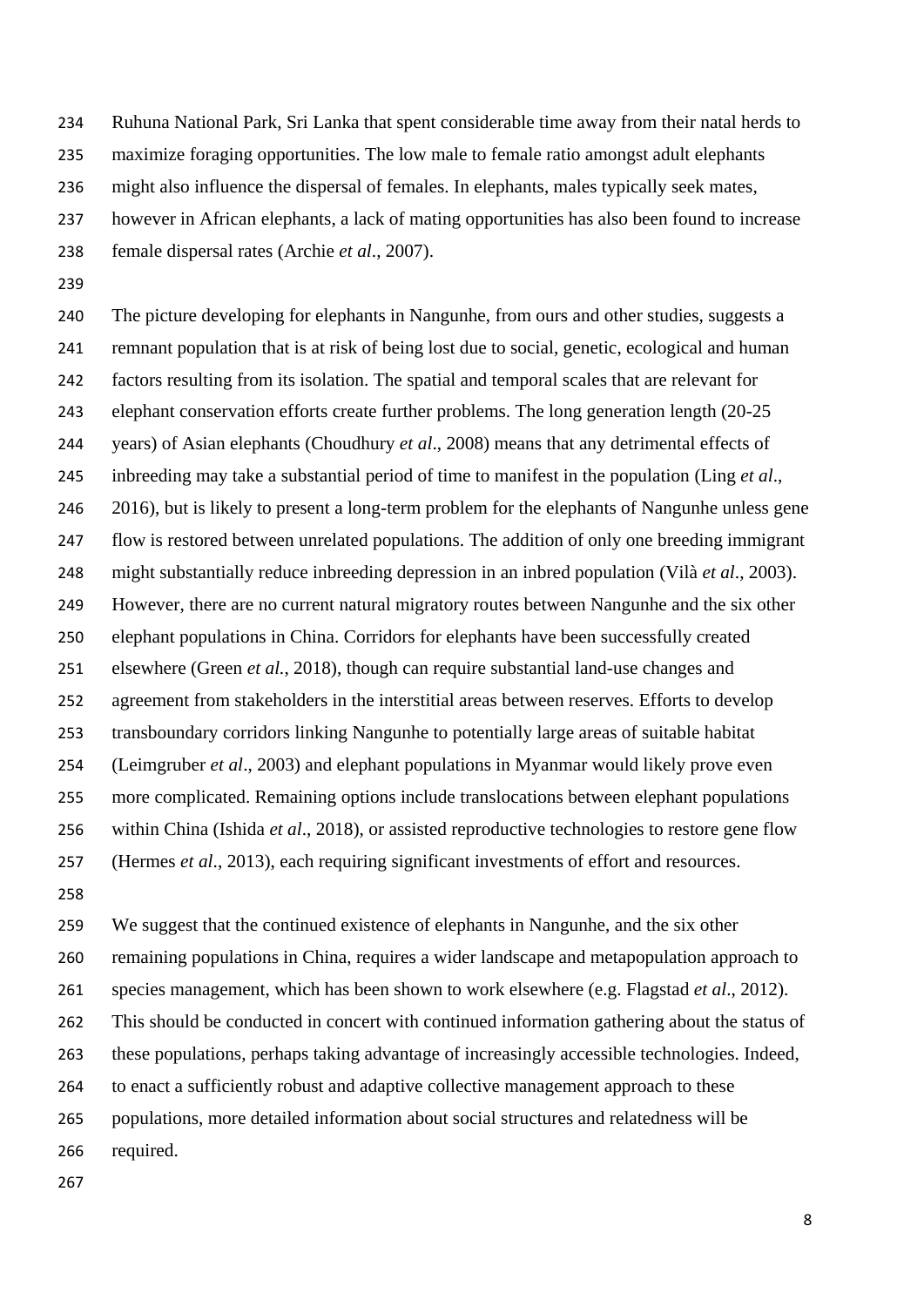Ruhuna National Park, Sri Lanka that spent considerable time away from their natal herds to maximize foraging opportunities. The low male to female ratio amongst adult elephants might also influence the dispersal of females. In elephants, males typically seek mates, however in African elephants, a lack of mating opportunities has also been found to increase female dispersal rates (Archie *et al*., 2007).

The picture developing for elephants in Nangunhe, from ours and other studies, suggests a remnant population that is at risk of being lost due to social, genetic, ecological and human factors resulting from its isolation. The spatial and temporal scales that are relevant for elephant conservation efforts create further problems. The long generation length (20-25 years) of Asian elephants (Choudhury *et al*., 2008) means that any detrimental effects of inbreeding may take a substantial period of time to manifest in the population (Ling *et al*., 2016), but is likely to present a long-term problem for the elephants of Nangunhe unless gene flow is restored between unrelated populations. The addition of only one breeding immigrant might substantially reduce inbreeding depression in an inbred population (Vilà *et al*., 2003). However, there are no current natural migratory routes between Nangunhe and the six other elephant populations in China. Corridors for elephants have been successfully created elsewhere (Green *et al.*, 2018), though can require substantial land-use changes and agreement from stakeholders in the interstitial areas between reserves. Efforts to develop transboundary corridors linking Nangunhe to potentially large areas of suitable habitat (Leimgruber *et al*., 2003) and elephant populations in Myanmar would likely prove even more complicated. Remaining options include translocations between elephant populations within China (Ishida *et al*., 2018), or assisted reproductive technologies to restore gene flow (Hermes *et al*., 2013), each requiring significant investments of effort and resources.

We suggest that the continued existence of elephants in Nangunhe, and the six other remaining populations in China, requires a wider landscape and metapopulation approach to species management, which has been shown to work elsewhere (e.g. Flagstad *et al*., 2012). This should be conducted in concert with continued information gathering about the status of these populations, perhaps taking advantage of increasingly accessible technologies. Indeed, to enact a sufficiently robust and adaptive collective management approach to these populations, more detailed information about social structures and relatedness will be required.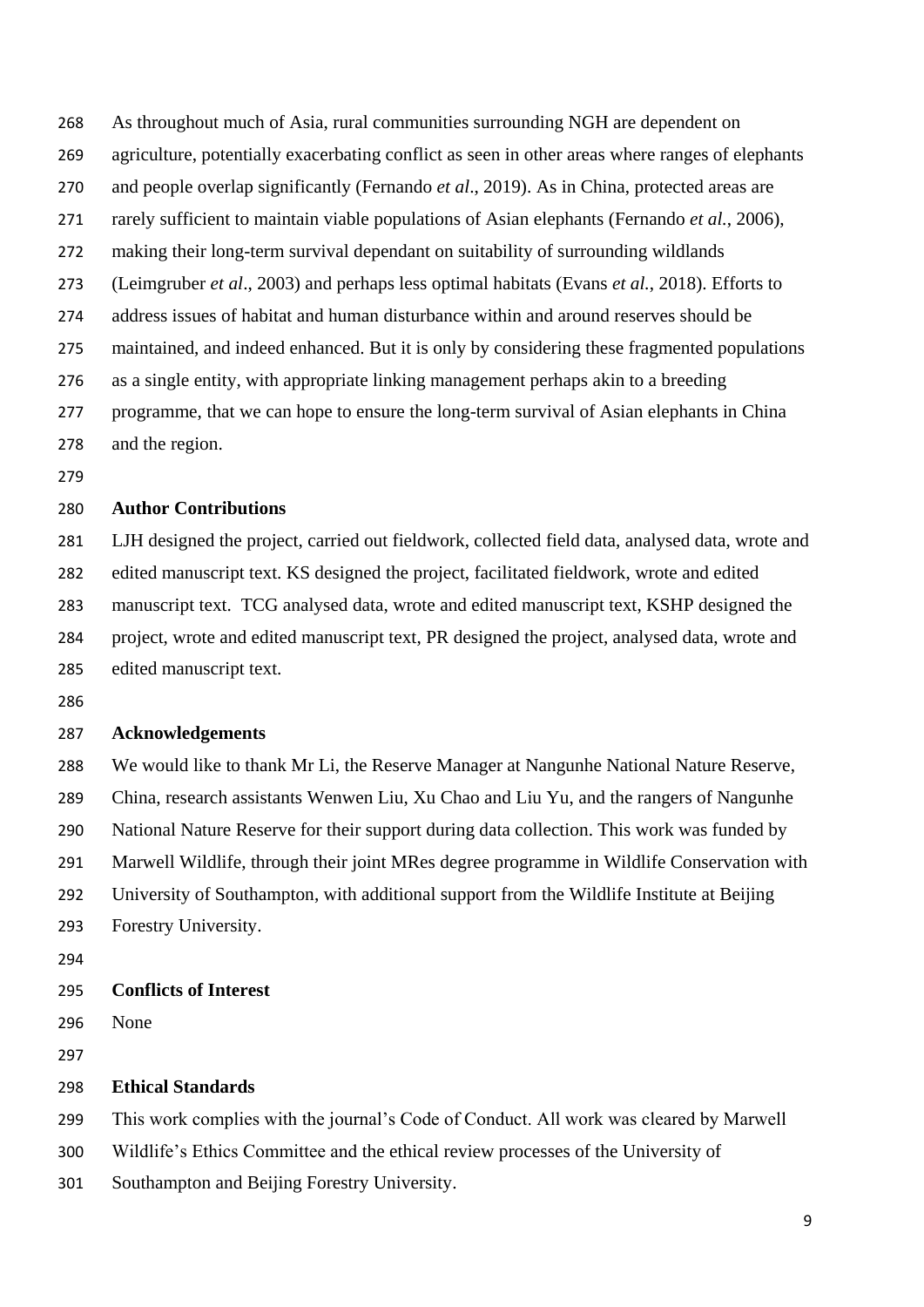As throughout much of Asia, rural communities surrounding NGH are dependent on agriculture, potentially exacerbating conflict as seen in other areas where ranges of elephants and people overlap significantly (Fernando *et al*., 2019). As in China, protected areas are rarely sufficient to maintain viable populations of Asian elephants (Fernando *et al.*, 2006), making their long-term survival dependant on suitability of surrounding wildlands (Leimgruber *et al*., 2003) and perhaps less optimal habitats (Evans *et al.*, 2018). Efforts to address issues of habitat and human disturbance within and around reserves should be maintained, and indeed enhanced. But it is only by considering these fragmented populations as a single entity, with appropriate linking management perhaps akin to a breeding programme, that we can hope to ensure the long-term survival of Asian elephants in China and the region.

## Author Contributions

LJH designed the project, carried out fieldwork, collected field data, analysed data, wrote and edited manuscript text. KS designed the project, facilitated fieldwork, wrote and edited manuscript text. TCG analysed data, wrote and edited manuscript text, KSHP designed the project, wrote and edited manuscript text, PR designed the project, analysed data, wrote and edited manuscript text.

## Acknowledgements

We would like to thank Mr Li, the Reserve Manager at Nangunhe National Nature Reserve, China, research assistants Wenwen Liu, Xu Chao and Liu Yu, and the rangers of Nangunhe National Nature Reserve for their support during data collection. This work was funded by Marwell Wildlife, through their joint MRes degree programme in Wildlife Conservation with University of Southampton, with additional support from the Wildlife Institute at Beijing Forestry University.

## Conflicts of Interest

None

## Ethical Standards

This work complies with the journal's Code of Conduct. All work was cleared by Marwell Wildlife's Ethics Committee and the ethical review processes of the University of Southampton and Beijing Forestry University.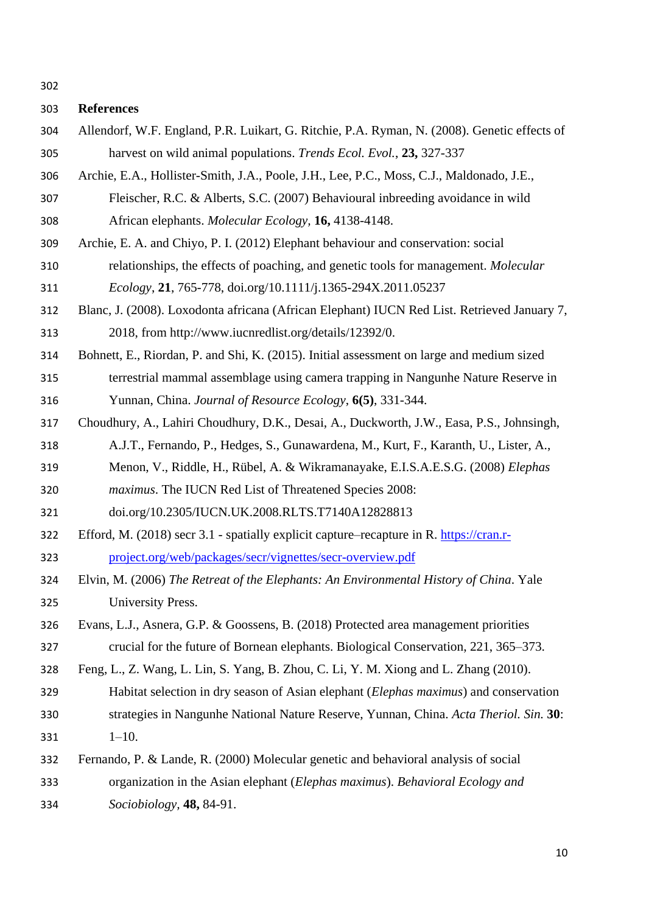## References

Allendorf, W.F. England, P.R. Luikart, G. Ritchie, P.A. Ryman, N. (2008). Genetic effects of harvest on wild animal populations. *Trends Ecol. Evol.*, **23,** 327-337

Archie, E.A., Hollister-Smith, J.A., Poole, J.H., Lee, P.C., Moss, C.J., Maldonado, J.E., Fleischer, R.C. & Alberts, S.C. (2007) Behavioural inbreeding avoidance in wild African elephants. *Molecular Ecology,* **16,** 4138-4148.

Archie, E. A. and Chiyo, P. I. (2012) Elephant behaviour and conservation: social relationships, the effects of poaching, and genetic tools for management. *Molecular Ecology*, **21**, 765-778, doi.org/10.1111/j.1365-294X.2011.05237

Blanc, J. (2008). Loxodonta africana (African Elephant) IUCN Red List. Retrieved January 7, 2018, from http://www.iucnredlist.org/details/12392/0.

Bohnett, E., Riordan, P. and Shi, K. (2015). Initial assessment on large and medium sized terrestrial mammal assemblage using camera trapping in Nangunhe Nature Reserve in Yunnan, China. *Journal of Resource Ecology*, **6(5)**, 331-344.

Choudhury, A., Lahiri Choudhury, D.K., Desai, A., Duckworth, J.W., Easa, P.S., Johnsingh, A.J.T., Fernando, P., Hedges, S., Gunawardena, M., Kurt, F., Karanth, U., Lister, A., Menon, V., Riddle, H., Rübel, A. & Wikramanayake, E.I.S.A.E.S.G. (2008) *Elephas maximus*. The IUCN Red List of Threatened Species 2008: doi.org/10.2305/IUCN.UK.2008.RLTS.T7140A12828813

Efford, M. (2018) secr 3.1 - spatially explicit capture–recapture in R. https://cran.r-project.org/web/packages/secr/vignettes/secr-overview.pdf

Elvin, M. (2006) *The Retreat of the Elephants: An Environmental History of China*. Yale University Press.

Evans, L.J., Asnera, G.P. & Goossens, B. (2018) Protected area management priorities crucial for the future of Bornean elephants. Biological Conservation, 221, 365–373.

Feng, L., Z. Wang, L. Lin, S. Yang, B. Zhou, C. Li, Y. M. Xiong and L. Zhang (2010). Habitat selection in dry season of Asian elephant (*Elephas maximus*) and conservation strategies in Nangunhe National Nature Reserve, Yunnan, China. *Acta Theriol. Sin.* **30**: 1–10.

Fernando, P. & Lande, R. (2000) Molecular genetic and behavioral analysis of social organization in the Asian elephant (*Elephas maximus*). *Behavioral Ecology and Sociobiology*, **48,** 84-91.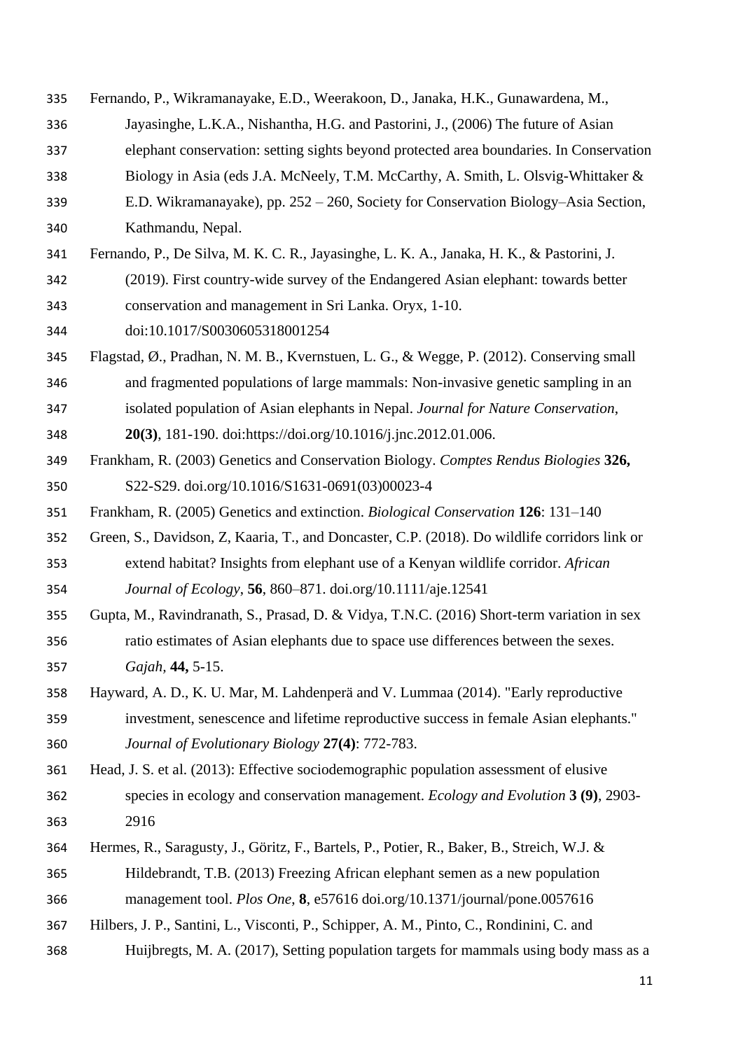Fernando, P., Wikramanayake, E.D., Weerakoon, D., Janaka, H.K., Gunawardena, M., Jayasinghe, L.K.A., Nishantha, H.G. and Pastorini, J., (2006) The future of Asian elephant conservation: setting sights beyond protected area boundaries. In Conservation Biology in Asia (eds J.A. McNeely, T.M. McCarthy, A. Smith, L. Olsvig-Whittaker & E.D. Wikramanayake), pp. 252 – 260, Society for Conservation Biology–Asia Section, Kathmandu, Nepal.

Fernando, P., De Silva, M. K. C. R., Jayasinghe, L. K. A., Janaka, H. K., & Pastorini, J. (2019). First country-wide survey of the Endangered Asian elephant: towards better conservation and management in Sri Lanka. Oryx, 1-10. doi:10.1017/S0030605318001254

Flagstad, Ø., Pradhan, N. M. B., Kvernstuen, L. G., & Wegge, P. (2012). Conserving small and fragmented populations of large mammals: Non-invasive genetic sampling in an isolated population of Asian elephants in Nepal. *Journal for Nature Conservation*, **20(3)**, 181-190. doi:https://doi.org/10.1016/j.jnc.2012.01.006.

Frankham, R. (2003) Genetics and Conservation Biology. *Comptes Rendus Biologies* **326,** S22-S29. doi.org/10.1016/S1631-0691(03)00023-4

Frankham, R. (2005) Genetics and extinction. *Biological Conservation* **126**: 131–140

Green, S., Davidson, Z, Kaaria, T., and Doncaster, C.P. (2018). Do wildlife corridors link or extend habitat? Insights from elephant use of a Kenyan wildlife corridor. *African Journal of Ecology*, **56**, 860–871. doi.org/10.1111/aje.12541

Gupta, M., Ravindranath, S., Prasad, D. & Vidya, T.N.C. (2016) Short-term variation in sex ratio estimates of Asian elephants due to space use differences between the sexes. *Gajah*, **44,** 5-15.

Hayward, A. D., K. U. Mar, M. Lahdenperä and V. Lummaa (2014). "Early reproductive investment, senescence and lifetime reproductive success in female Asian elephants." *Journal of Evolutionary Biology* **27(4)**: 772-783.

Head, J. S. et al. (2013): Effective sociodemographic population assessment of elusive species in ecology and conservation management. *Ecology and Evolution* **3 (9)**, 2903-2916

Hermes, R., Saragusty, J., Göritz, F., Bartels, P., Potier, R., Baker, B., Streich, W.J. & Hildebrandt, T.B. (2013) Freezing African elephant semen as a new population management tool. *Plos One*, **8**, e57616 doi.org/10.1371/journal/pone.0057616

Hilbers, J. P., Santini, L., Visconti, P., Schipper, A. M., Pinto, C., Rondinini, C. and Huijbregts, M. A. (2017), Setting population targets for mammals using body mass as a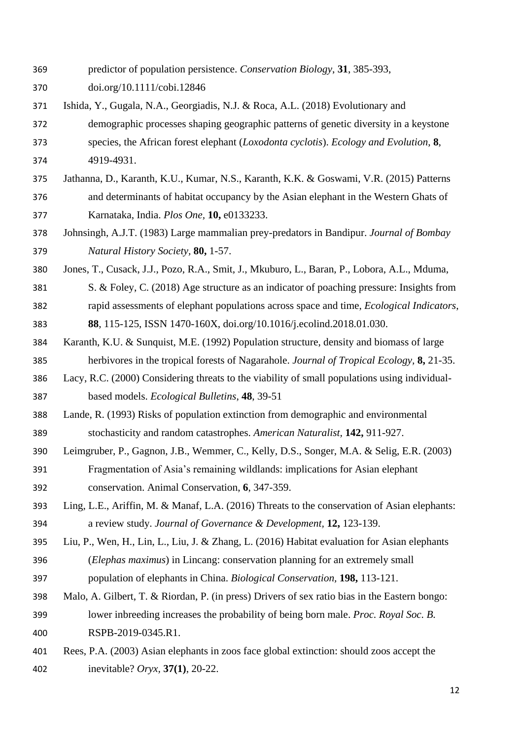predictor of population persistence. *Conservation Biology*, **31**, 385-393, doi.org/10.1111/cobi.12846

Ishida, Y., Gugala, N.A., Georgiadis, N.J. & Roca, A.L. (2018) Evolutionary and demographic processes shaping geographic patterns of genetic diversity in a keystone species, the African forest elephant (*Loxodonta cyclotis*). *Ecology and Evolution*, **8**, 4919-4931.

Jathanna, D., Karanth, K.U., Kumar, N.S., Karanth, K.K. & Goswami, V.R. (2015) Patterns and determinants of habitat occupancy by the Asian elephant in the Western Ghats of Karnataka, India. *Plos One*, **10,** e0133233.

Johnsingh, A.J.T. (1983) Large mammalian prey-predators in Bandipur. *Journal of Bombay Natural History Society,* **80,** 1-57.

Jones, T., Cusack, J.J., Pozo, R.A., Smit, J., Mkuburo, L., Baran, P., Lobora, A.L., Mduma, S. & Foley, C. (2018) Age structure as an indicator of poaching pressure: Insights from rapid assessments of elephant populations across space and time, *Ecological Indicators*, **88**, 115-125, ISSN 1470-160X, doi.org/10.1016/j.ecolind.2018.01.030.

Karanth, K.U. & Sunquist, M.E. (1992) Population structure, density and biomass of large herbivores in the tropical forests of Nagarahole. *Journal of Tropical Ecology*, **8,** 21-35.

Lacy, R.C. (2000) Considering threats to the viability of small populations using individual-based models. *Ecological Bulletins*, **48**, 39-51

Lande, R. (1993) Risks of population extinction from demographic and environmental stochasticity and random catastrophes. *American Naturalist,* **142,** 911-927.

Leimgruber, P., Gagnon, J.B., Wemmer, C., Kelly, D.S., Songer, M.A. & Selig, E.R. (2003) Fragmentation of Asia's remaining wildlands: implications for Asian elephant conservation. Animal Conservation, **6**, 347-359.

Ling, L.E., Ariffin, M. & Manaf, L.A. (2016) Threats to the conservation of Asian elephants: a review study. *Journal of Governance & Development*, **12,** 123-139.

Liu, P., Wen, H., Lin, L., Liu, J. & Zhang, L. (2016) Habitat evaluation for Asian elephants (*Elephas maximus*) in Lincang: conservation planning for an extremely small population of elephants in China. *Biological Conservation*, **198,** 113-121.

Malo, A. Gilbert, T. & Riordan, P. (in press) Drivers of sex ratio bias in the Eastern bongo: lower inbreeding increases the probability of being born male. *Proc. Royal Soc. B.* RSPB-2019-0345.R1.

Rees, P.A. (2003) Asian elephants in zoos face global extinction: should zoos accept the inevitable? *Oryx*, **37(1)**, 20-22.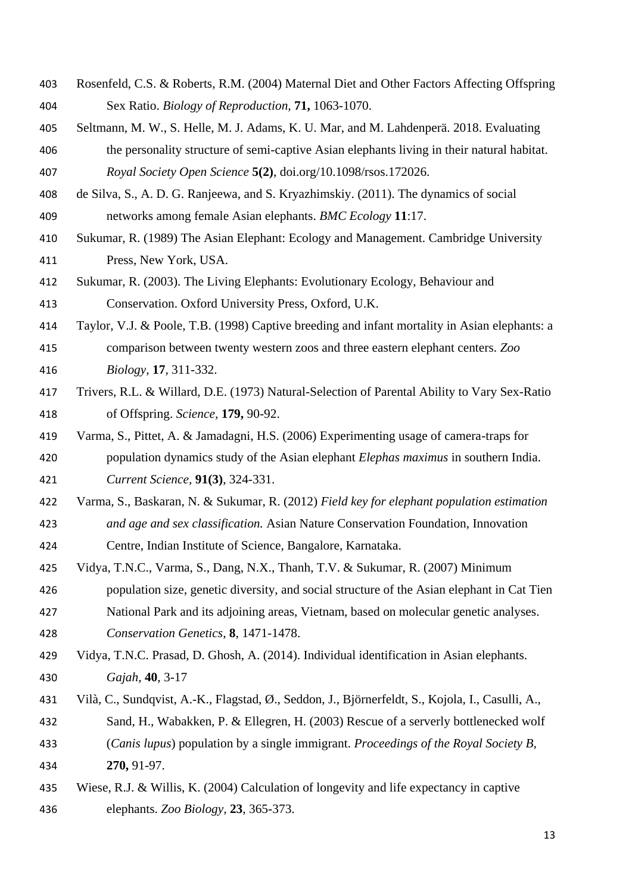Rosenfeld, C.S. & Roberts, R.M. (2004) Maternal Diet and Other Factors Affecting Offspring Sex Ratio. *Biology of Reproduction*, **71,** 1063-1070.

Seltmann, M. W., S. Helle, M. J. Adams, K. U. Mar, and M. Lahdenperä. 2018. Evaluating the personality structure of semi-captive Asian elephants living in their natural habitat. *Royal Society Open Science* **5(2)**, doi.org/10.1098/rsos.172026.

de Silva, S., A. D. G. Ranjeewa, and S. Kryazhimskiy. (2011). The dynamics of social networks among female Asian elephants. *BMC Ecology* **11**:17.

Sukumar, R. (1989) The Asian Elephant: Ecology and Management. Cambridge University Press, New York, USA.

Sukumar, R. (2003). The Living Elephants: Evolutionary Ecology, Behaviour and Conservation. Oxford University Press, Oxford, U.K.

Taylor, V.J. & Poole, T.B. (1998) Captive breeding and infant mortality in Asian elephants: a comparison between twenty western zoos and three eastern elephant centers. *Zoo Biology*, **17**, 311-332.

Trivers, R.L. & Willard, D.E. (1973) Natural-Selection of Parental Ability to Vary Sex-Ratio of Offspring. *Science*, **179,** 90-92.

Varma, S., Pittet, A. & Jamadagni, H.S. (2006) Experimenting usage of camera-traps for population dynamics study of the Asian elephant *Elephas maximus* in southern India. *Current Science*, **91(3)**, 324-331.

Varma, S., Baskaran, N. & Sukumar, R. (2012) *Field key for elephant population estimation and age and sex classification.* Asian Nature Conservation Foundation, Innovation Centre, Indian Institute of Science, Bangalore, Karnataka.

Vidya, T.N.C., Varma, S., Dang, N.X., Thanh, T.V. & Sukumar, R. (2007) Minimum population size, genetic diversity, and social structure of the Asian elephant in Cat Tien National Park and its adjoining areas, Vietnam, based on molecular genetic analyses. *Conservation Genetics*, **8**, 1471-1478.

Vidya, T.N.C. Prasad, D. Ghosh, A. (2014). Individual identification in Asian elephants. *Gajah*, **40**, 3-17

Vilà, C., Sundqvist, A.-K., Flagstad, Ø., Seddon, J., Björnerfeldt, S., Kojola, I., Casulli, A., Sand, H., Wabakken, P. & Ellegren, H. (2003) Rescue of a serverly bottlenecked wolf (*Canis lupus*) population by a single immigrant. *Proceedings of the Royal Society B*, **270,** 91-97.

Wiese, R.J. & Willis, K. (2004) Calculation of longevity and life expectancy in captive elephants. *Zoo Biology*, **23**, 365-373.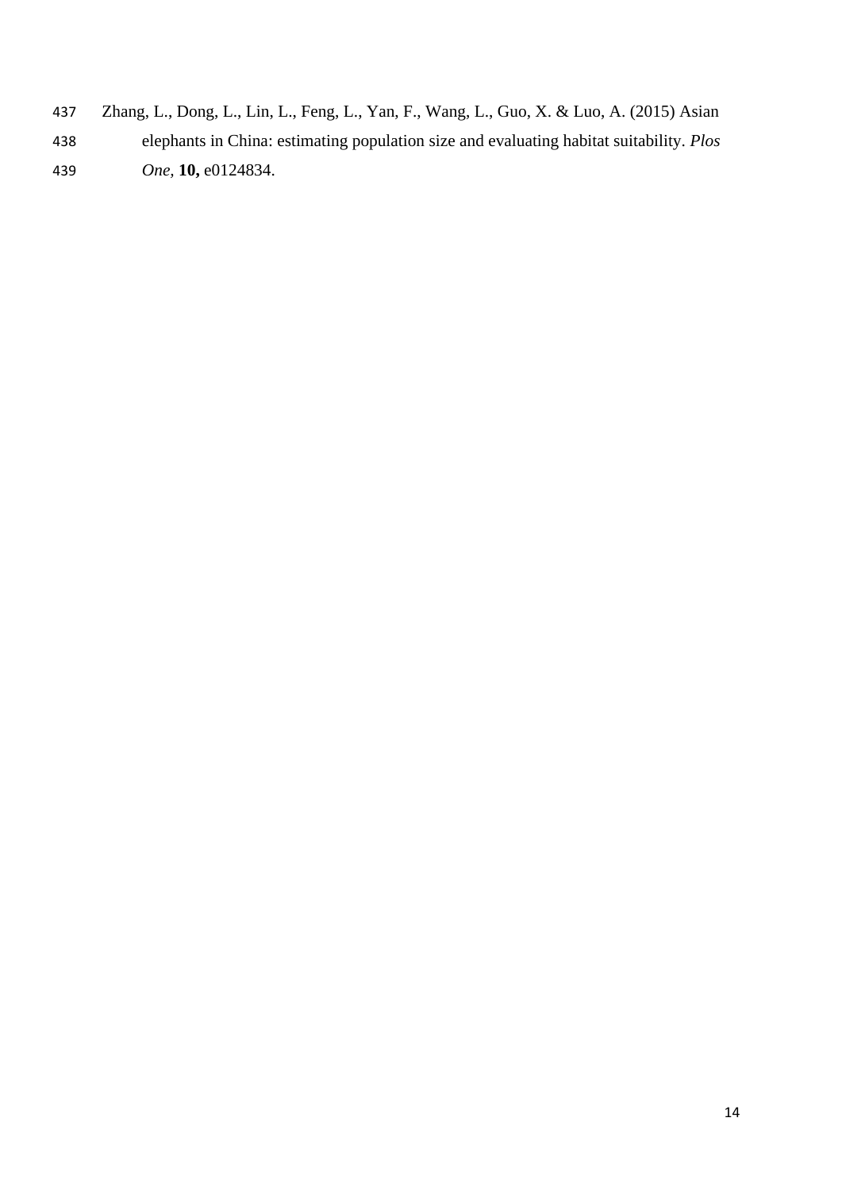Zhang, L., Dong, L., Lin, L., Feng, L., Yan, F., Wang, L., Guo, X. & Luo, A. (2015) Asian elephants in China: estimating population size and evaluating habitat suitability. *Plos One,* **10,** e0124834.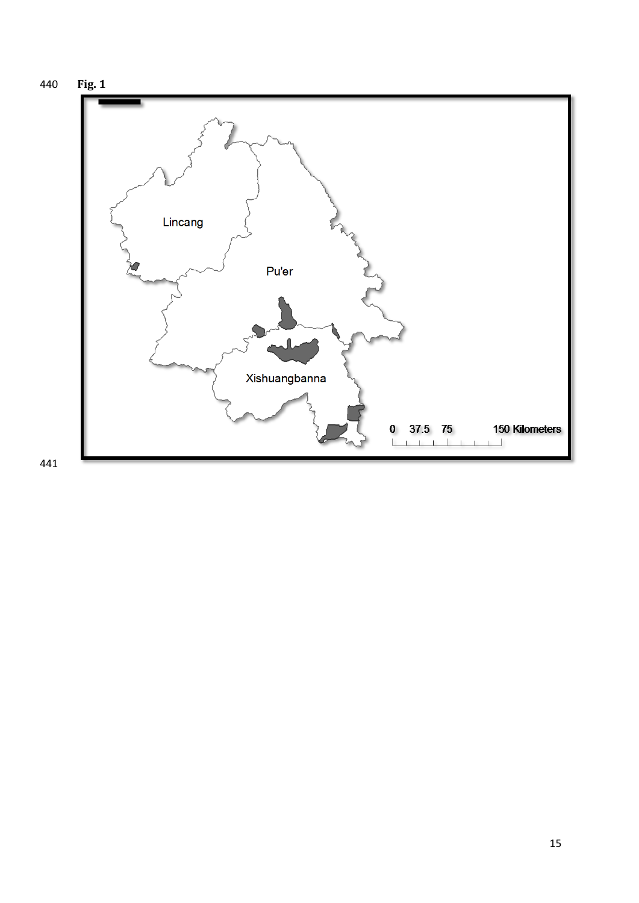**Fig. 1**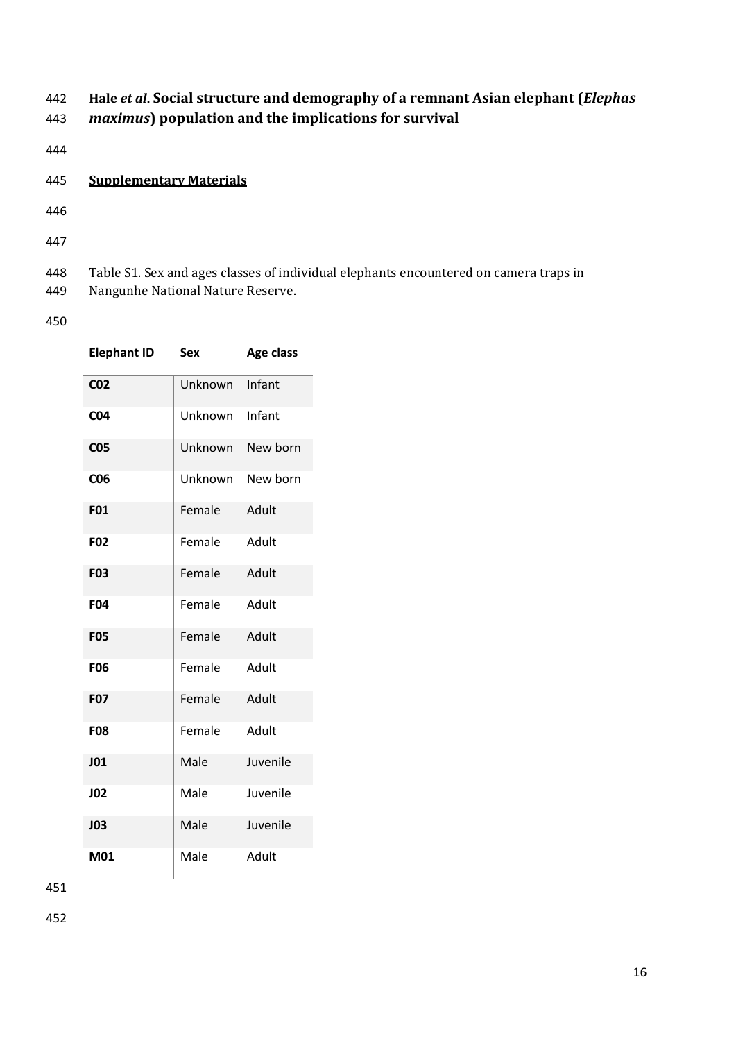**Hale *et al*. Social structure and demography of a remnant Asian elephant (*Elephas maximus*) population and the implications for survival**

## Supplementary Materials

Table S1. Sex and ages classes of individual elephants encountered on camera traps in Nangunhe National Nature Reserve.

| Elephant ID | Sex | Age class |
|---|---|---|
| **C02** | Unknown | Infant |
| **C04** | Unknown | Infant |
| **C05** | Unknown | New born |
| **C06** | Unknown | New born |
| **F01** | Female | Adult |
| **F02** | Female | Adult |
| **F03** | Female | Adult |
| **F04** | Female | Adult |
| **F05** | Female | Adult |
| **F06** | Female | Adult |
| **F07** | Female | Adult |
| **F08** | Female | Adult |
| **J01** | Male | Juvenile |
| **J02** | Male | Juvenile |
| **J03** | Male | Juvenile |
| **M01** | Male | Adult |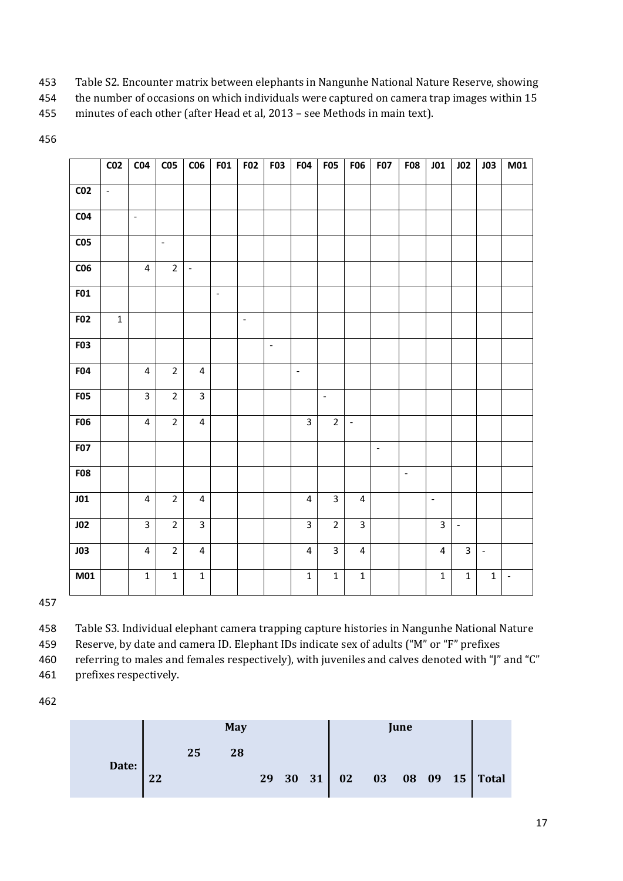Table S2. Encounter matrix between elephants in Nangunhe National Nature Reserve, showing the number of occasions on which individuals were captured on camera trap images within 15 minutes of each other (after Head et al, 2013 – see Methods in main text).

| | C02 | C04 | C05 | C06 | F01 | F02 | F03 | F04 | F05 | F06 | F07 | F08 | J01 | J02 | J03 | M01 |
|---|---|---|---|---|---|---|---|---|---|---|---|---|---|---|---|---|
| **C02** | - | | | | | | | | | | | | | | | |
| **C04** | | - | | | | | | | | | | | | | | |
| **C05** | | | - | | | | | | | | | | | | | |
| **C06** | | 4 | 2 | - | | | | | | | | | | | | |
| **F01** | | | | | - | | | | | | | | | | | |
| **F02** | 1 | | | | | - | | | | | | | | | | |
| **F03** | | | | | | | - | | | | | | | | | |
| **F04** | | 4 | 2 | 4 | | | | - | | | | | | | | |
| **F05** | | 3 | 2 | 3 | | | | | - | | | | | | | |
| **F06** | | 4 | 2 | 4 | | | | 3 | 2 | - | | | | | | |
| **F07** | | | | | | | | | | | - | | | | | |
| **F08** | | | | | | | | | | | | - | | | | |
| **J01** | | 4 | 2 | 4 | | | | 4 | 3 | 4 | | | - | | | |
| **J02** | | 3 | 2 | 3 | | | | 3 | 2 | 3 | | | 3 | - | | |
| **J03** | | 4 | 2 | 4 | | | | 4 | 3 | 4 | | | 4 | 3 | - | |
| **M01** | | 1 | 1 | 1 | | | | 1 | 1 | 1 | | | 1 | 1 | 1 | - |

Table S3. Individual elephant camera trapping capture histories in Nangunhe National Nature Reserve, by date and camera ID. Elephant IDs indicate sex of adults ("M" or "F" prefixes referring to males and females respectively), with juveniles and calves denoted with "J" and "C" prefixes respectively.

| | May | | | | | | June | | | | | |
|---|---|---|---|---|---|---|---|---|---|---|---|---|
| **Date:** | **22** | **25** | **28** | **29** | **30** | **31** | **02** | **03** | **08** | **09** | **15** | **Total** |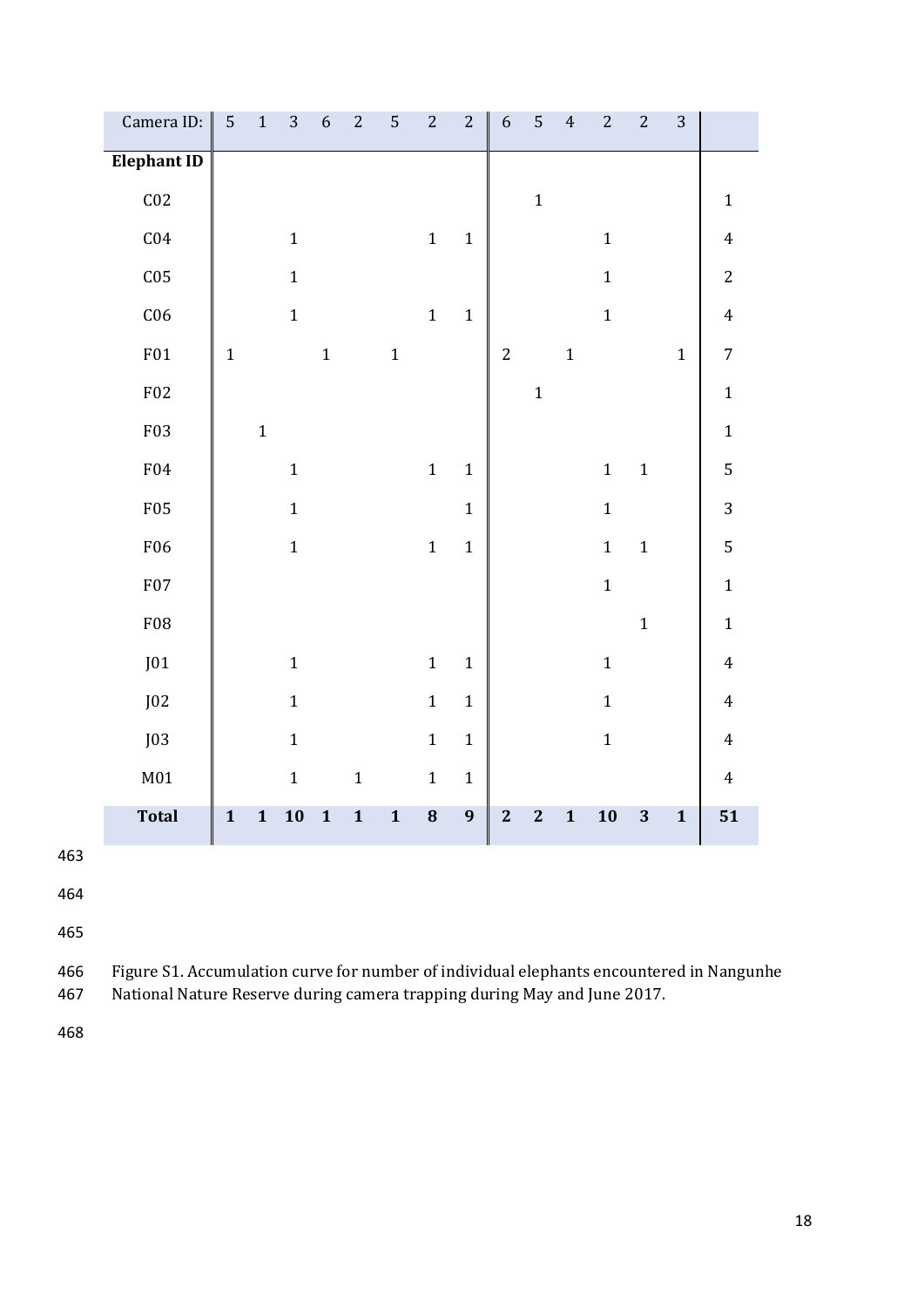| Camera ID: | 5 | 1 | 3 | 6 | 2 | 5 | 2 | 2 | 6 | 5 | 4 | 2 | 2 | 3 | |
|---|---|---|---|---|---|---|---|---|---|---|---|---|---|---|---|
| **Elephant ID** | | | | | | | | | | | | | | | |
| C02 | | | | | | | | | | 1 | | | | | 1 |
| C04 | | | 1 | | | | 1 | 1 | | | | 1 | | | 4 |
| C05 | | | 1 | | | | | | | | | 1 | | | 2 |
| C06 | | | 1 | | | | 1 | 1 | | | | 1 | | | 4 |
| F01 | 1 | | | 1 | | 1 | | | 2 | | 1 | | | 1 | 7 |
| F02 | | | | | | | | | | 1 | | | | | 1 |
| F03 | | 1 | | | | | | | | | | | | | 1 |
| F04 | | | 1 | | | | 1 | 1 | | | | 1 | 1 | | 5 |
| F05 | | | 1 | | | | | 1 | | | | 1 | | | 3 |
| F06 | | | 1 | | | | 1 | 1 | | | | 1 | 1 | | 5 |
| F07 | | | | | | | | | | | | 1 | | | 1 |
| F08 | | | | | | | | | | | | | 1 | | 1 |
| J01 | | | 1 | | | | 1 | 1 | | | | 1 | | | 4 |
| J02 | | | 1 | | | | 1 | 1 | | | | 1 | | | 4 |
| J03 | | | 1 | | | | 1 | 1 | | | | 1 | | | 4 |
| M01 | | | 1 | | 1 | | 1 | 1 | | | | | | | 4 |
| **Total** | **1** | **1** | **10** | **1** | **1** | **1** | **8** | **9** | **2** | **2** | **1** | **10** | **3** | **1** | **51** |

Figure S1. Accumulation curve for number of individual elephants encountered in Nangunhe National Nature Reserve during camera trapping during May and June 2017.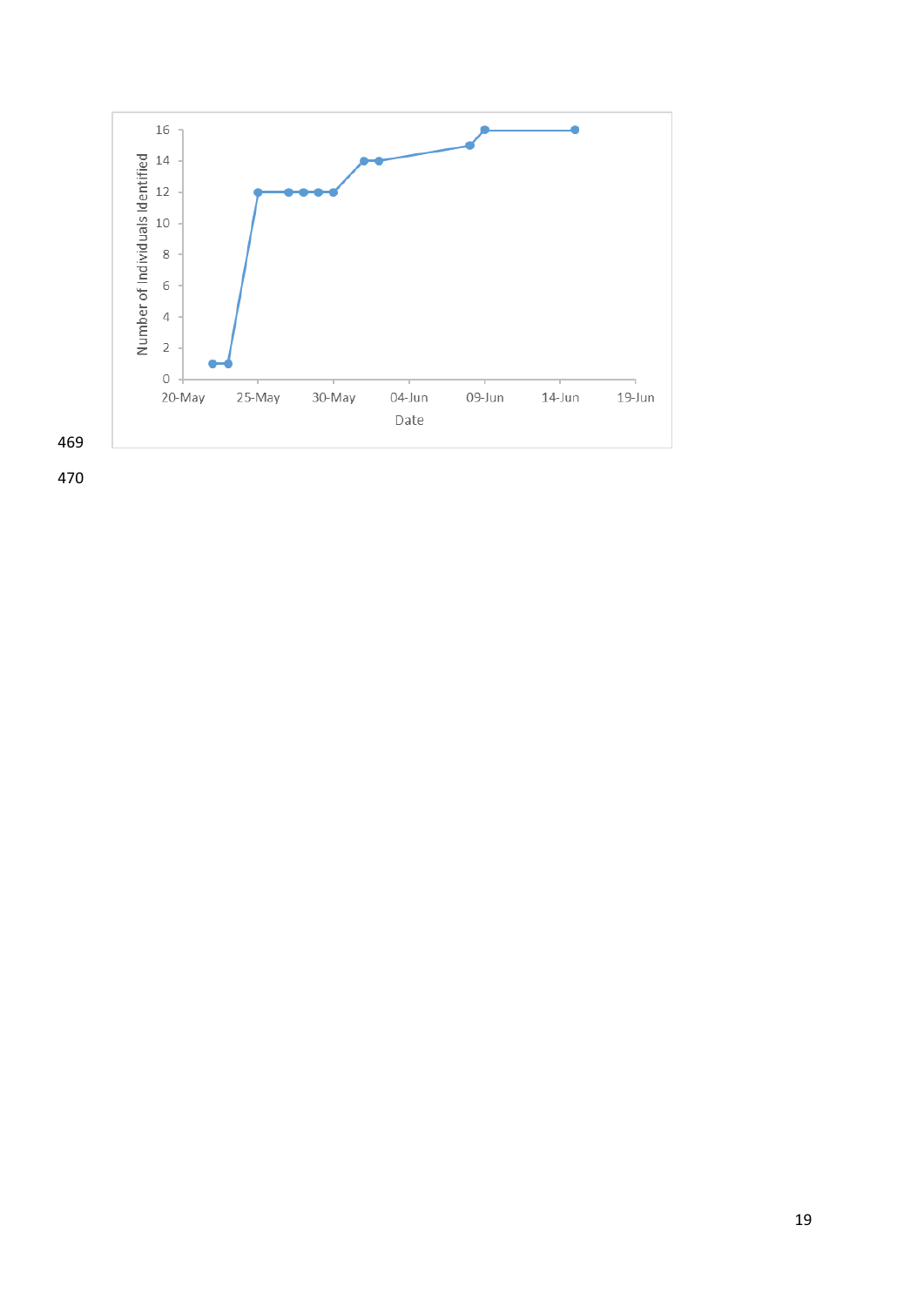16
14
12
10
8
6
4
2
0

Number of Individuals Identified

20-May
25-May
30-May
04-Jun
09-Jun
14-Jun
19-Jun

Date

469

470